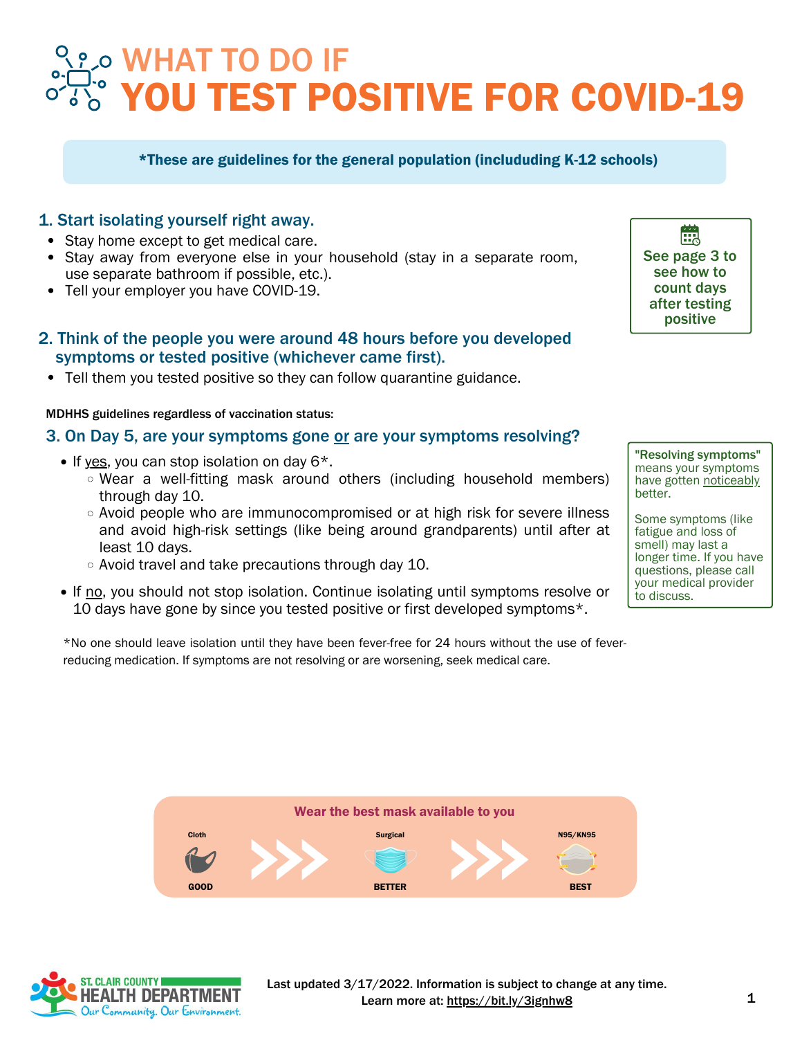# WHAT TO DO IF YOU TEST POSITIVE FOR COVID-19

**\*These are guidelines for the general population (includuding K-12 schools)**

### 1. Start isolating yourself right away.

- Stay home except to get medical care.
- Stay away from everyone else in your household (stay in a separate room, use separate bathroom if possible, etc.).
- Tell your employer you have COVID-19.

**See page 3 to see how to count days after testing positive**

### 2. Think of the people you were around 48 hours before you developed symptoms or tested positive (whichever came first).

- Tell them you tested positive so they can follow quarantine guidance.

**MDHHS guidelines regardless of vaccination status:**

### 3. On Day 5, are your symptoms gone or are your symptoms resolving?

- If yes, you can stop isolation on day 6\*.
  - Wear a well-fitting mask around others (including household members) through day 10.
  - Avoid people who are immunocompromised or at high risk for severe illness and avoid high-risk settings (like being around grandparents) until after at least 10 days.
  - Avoid travel and take precautions through day 10.
- If no, you should not stop isolation. Continue isolating until symptoms resolve or 10 days have gone by since you tested positive or first developed symptoms\*.

**"Resolving symptoms"** means your symptoms have gotten noticeably better.

Some symptoms (like fatigue and loss of smell) may last a longer time. If you have questions, please call your medical provider to discuss.

\*No one should leave isolation until they have been fever-free for 24 hours without the use of fever-reducing medication. If symptoms are not resolving or are worsening, seek medical care.

**Wear the best mask available to you**

| Cloth | Surgical | N95/KN95 |
|---|---|---|
| GOOD | BETTER | BEST |

Last updated 3/17/2022. Information is subject to change at any time.
Learn more at: https://bit.ly/3ignhw8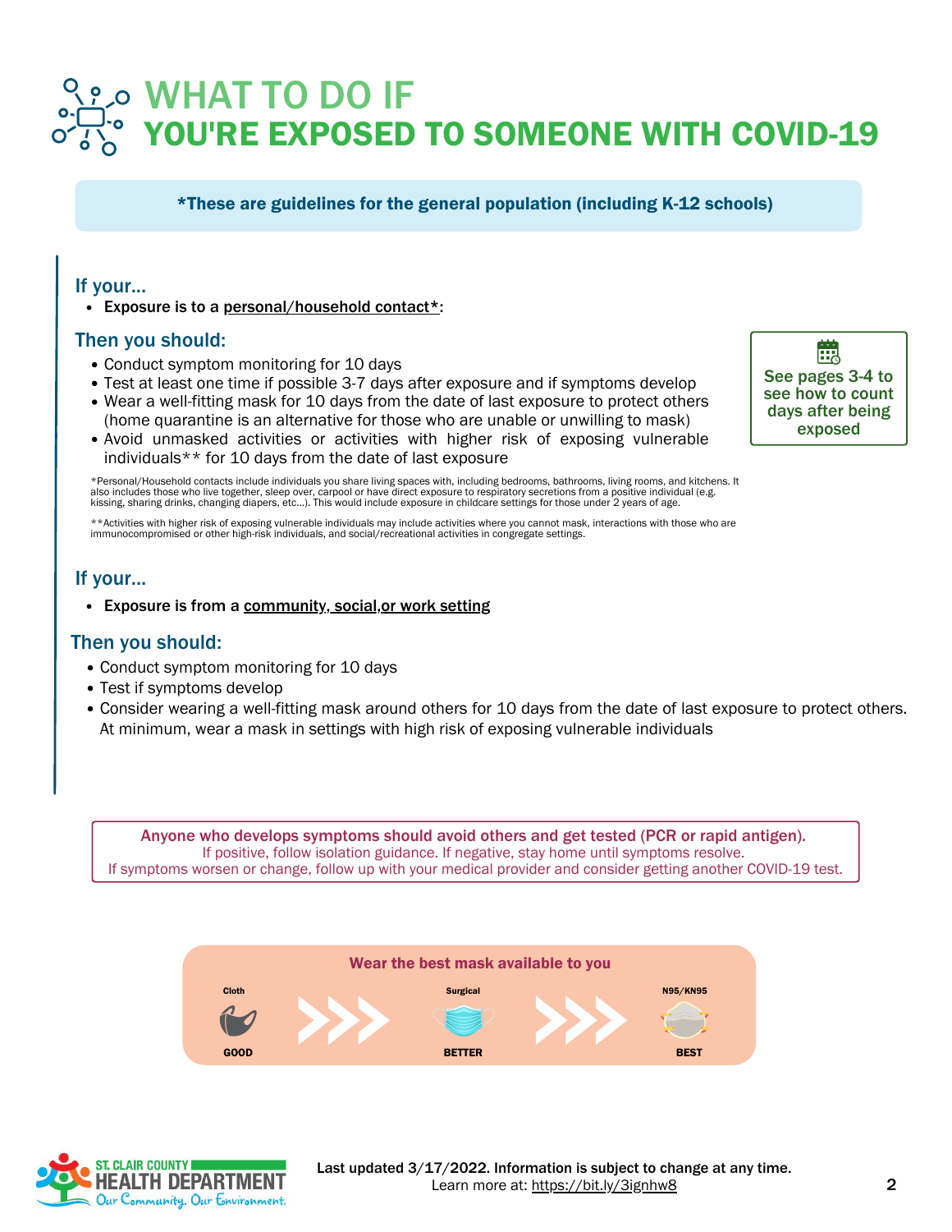# WHAT TO DO IF YOU'RE EXPOSED TO SOMEONE WITH COVID-19

**\*These are guidelines for the general population (including K-12 schools)**

### If your...

- **Exposure is to a personal/household contact\*:**

### Then you should:

- Conduct symptom monitoring for 10 days
- Test at least one time if possible 3-7 days after exposure and if symptoms develop
- Wear a well-fitting mask for 10 days from the date of last exposure to protect others (home quarantine is an alternative for those who are unable or unwilling to mask)
- Avoid unmasked activities or activities with higher risk of exposing vulnerable individuals\*\* for 10 days from the date of last exposure

**See pages 3-4 to see how to count days after being exposed**

\*Personal/Household contacts include individuals you share living spaces with, including bedrooms, bathrooms, living rooms, and kitchens. It also includes those who live together, sleep over, carpool or have direct exposure to respiratory secretions from a positive individual (e.g. kissing, sharing drinks, changing diapers, etc...). This would include exposure in childcare settings for those under 2 years of age.

\*\*Activities with higher risk of exposing vulnerable individuals may include activities where you cannot mask, interactions with those who are immunocompromised or other high-risk individuals, and social/recreational activities in congregate settings.

### If your...

- **Exposure is from a community, social, or work setting**

### Then you should:

- Conduct symptom monitoring for 10 days
- Test if symptoms develop
- Consider wearing a well-fitting mask around others for 10 days from the date of last exposure to protect others. At minimum, wear a mask in settings with high risk of exposing vulnerable individuals

**Anyone who develops symptoms should avoid others and get tested (PCR or rapid antigen).**
If positive, follow isolation guidance. If negative, stay home until symptoms resolve.
If symptoms worsen or change, follow up with your medical provider and consider getting another COVID-19 test.

**Wear the best mask available to you**

| Cloth | Surgical | N95/KN95 |
|---|---|---|
| GOOD | BETTER | BEST |

ST. CLAIR COUNTY HEALTH DEPARTMENT — Our Community. Our Environment.

**Last updated 3/17/2022. Information is subject to change at any time.**
Learn more at: https://bit.ly/3ignhw8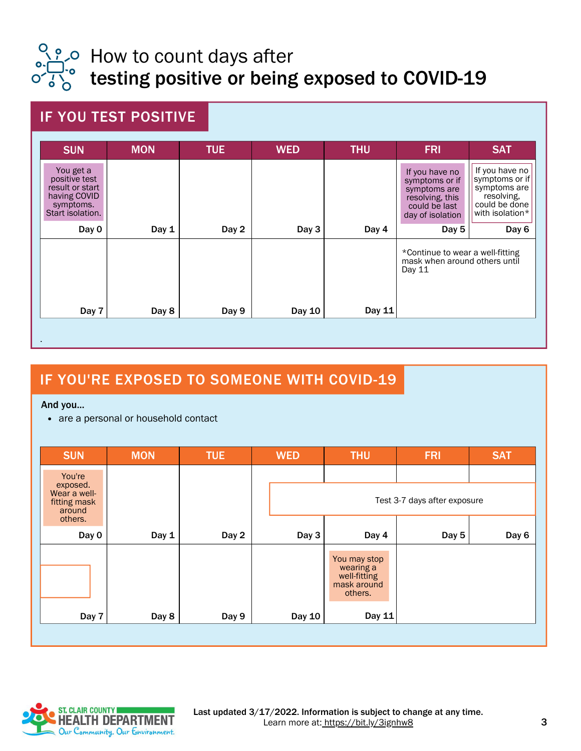# How to count days after **testing positive or being exposed to COVID-19**

## IF YOU TEST POSITIVE

| SUN | MON | TUE | WED | THU | FRI | SAT |
|---|---|---|---|---|---|---|
| You get a positive test result or start having COVID symptoms. Start isolation. Day 0 | Day 1 | Day 2 | Day 3 | Day 4 | If you have no symptoms or if symptoms are resolving, this could be last day of isolation Day 5 | If you have no symptoms or if symptoms are resolving, could be done with isolation* Day 6 |
| Day 7 | Day 8 | Day 9 | Day 10 | Day 11 | *Continue to wear a well-fitting mask when around others until Day 11 | |

## IF YOU'RE EXPOSED TO SOMEONE WITH COVID-19

**And you...**

- are a personal or household contact

| SUN | MON | TUE | WED | THU | FRI | SAT |
|---|---|---|---|---|---|---|
| You're exposed. Wear a well-fitting mask around others. Day 0 | Day 1 | Day 2 | Test 3-7 days after exposure Day 3 | Day 4 | Day 5 | Day 6 |
| Day 7 | Day 8 | Day 9 | Day 10 | You may stop wearing a well-fitting mask around others. Day 11 | | |

ST. CLAIR COUNTY HEALTH DEPARTMENT – Our Community. Our Environment.

**Last updated 3/17/2022. Information is subject to change at any time.**
Learn more at: https://bit.ly/3ignhw8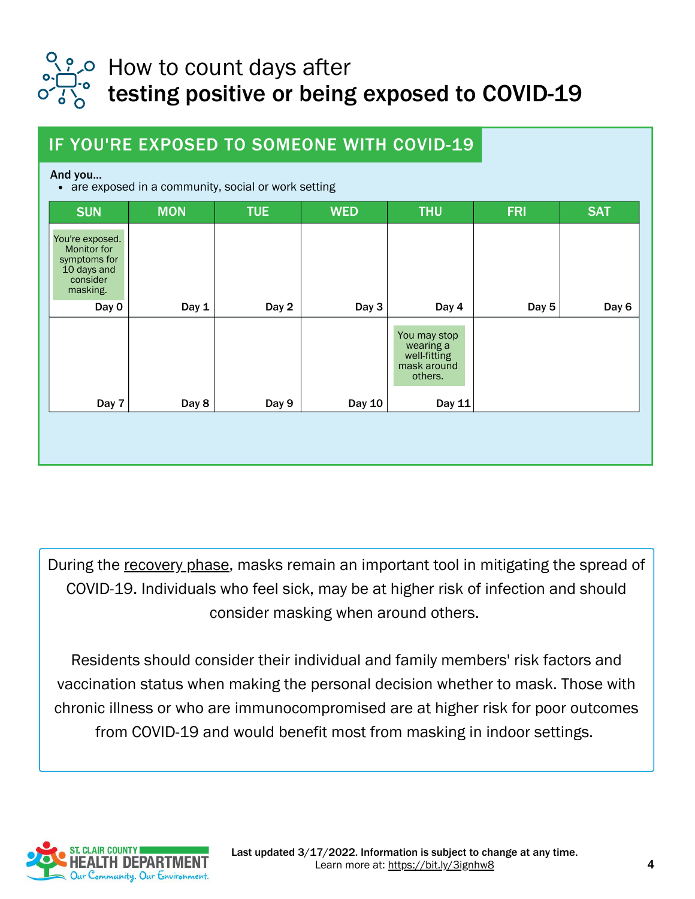# How to count days after **testing positive or being exposed to COVID-19**

## IF YOU'RE EXPOSED TO SOMEONE WITH COVID-19

**And you...**

- are exposed in a community, social or work setting

| SUN | MON | TUE | WED | THU | FRI | SAT |
|---|---|---|---|---|---|---|
| You're exposed. Monitor for symptoms for 10 days and consider masking. Day 0 | Day 1 | Day 2 | Day 3 | Day 4 | Day 5 | Day 6 |
| Day 7 | Day 8 | Day 9 | Day 10 | You may stop wearing a well-fitting mask around others. Day 11 | | |

During the recovery phase, masks remain an important tool in mitigating the spread of COVID-19. Individuals who feel sick, may be at higher risk of infection and should consider masking when around others.

Residents should consider their individual and family members' risk factors and vaccination status when making the personal decision whether to mask. Those with chronic illness or who are immunocompromised are at higher risk for poor outcomes from COVID-19 and would benefit most from masking in indoor settings.

ST. CLAIR COUNTY HEALTH DEPARTMENT
Our Community. Our Environment.

**Last updated 3/17/2022. Information is subject to change at any time.**
Learn more at: https://bit.ly/3ignhw8